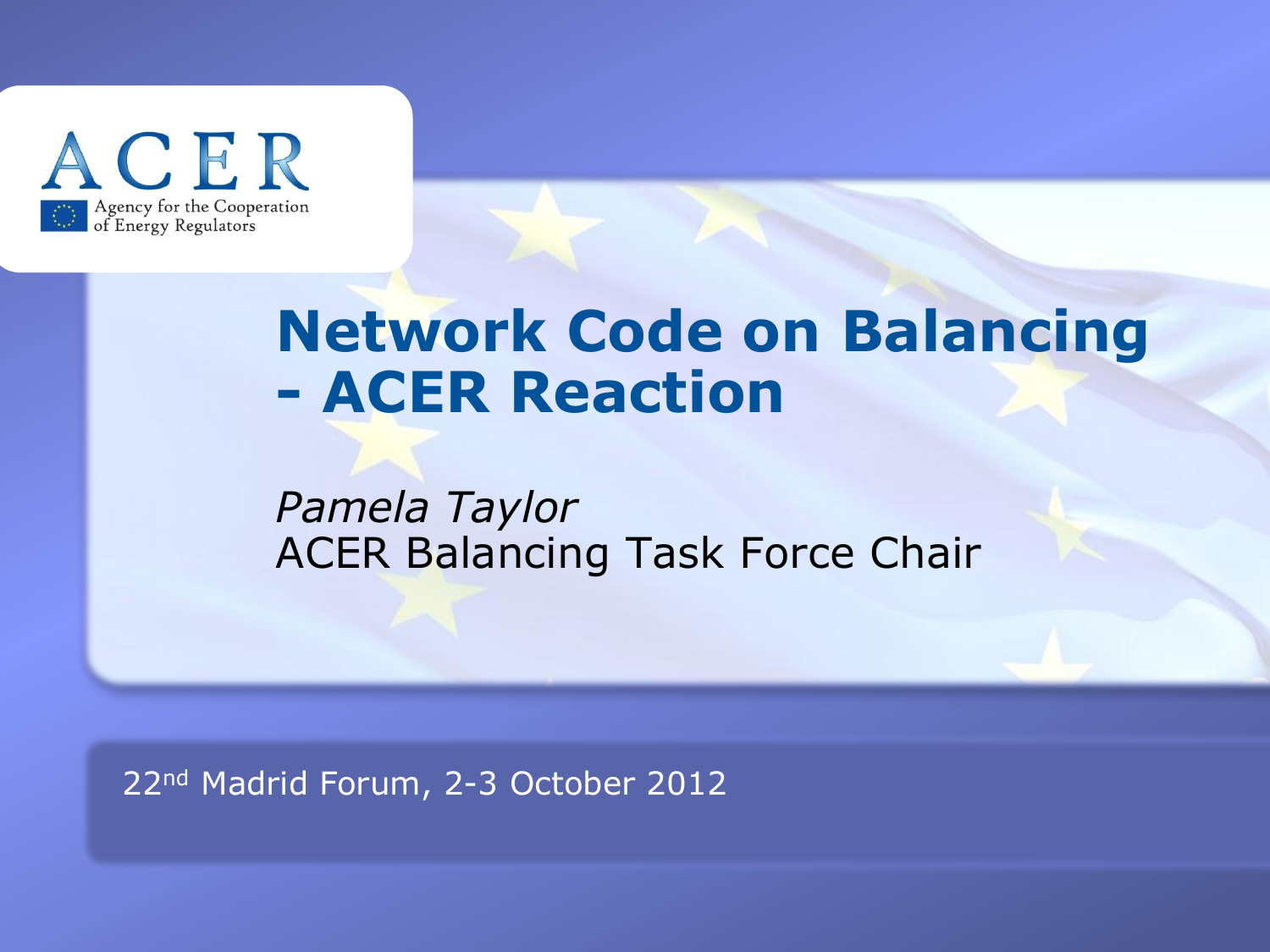ACER

Agency for the Cooperation of Energy Regulators

# Network Code on Balancing - ACER Reaction

*Pamela Taylor*

ACER Balancing Task Force Chair

22nd Madrid Forum, 2-3 October 2012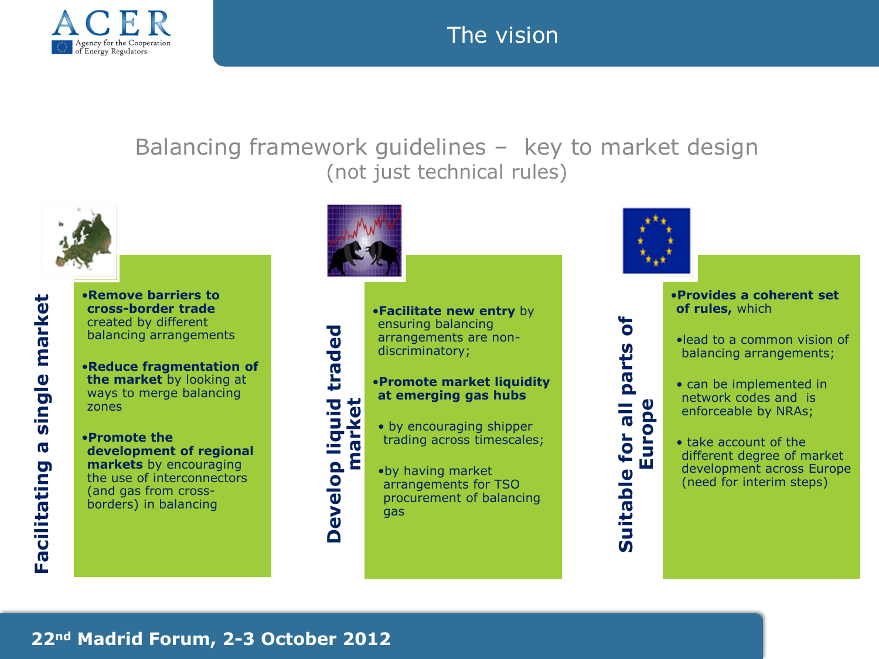# The vision

## Balancing framework guidelines – key to market design
(not just technical rules)

### Facilitating a single market

- **Remove barriers to cross-border trade** created by different balancing arrangements
- **Reduce fragmentation of the market** by looking at ways to merge balancing zones
- **Promote the development of regional markets** by encouraging the use of interconnectors (and gas from cross-borders) in balancing

### Develop liquid traded market

- **Facilitate new entry** by ensuring balancing arrangements are non-discriminatory;
- **Promote market liquidity at emerging gas hubs**
  - by encouraging shipper trading across timescales;
  - by having market arrangements for TSO procurement of balancing gas

### Suitable for all parts of Europe

- **Provides a coherent set of rules,** which
  - lead to a common vision of balancing arrangements;
  - can be implemented in network codes and is enforceable by NRAs;
  - take account of the different degree of market development across Europe (need for interim steps)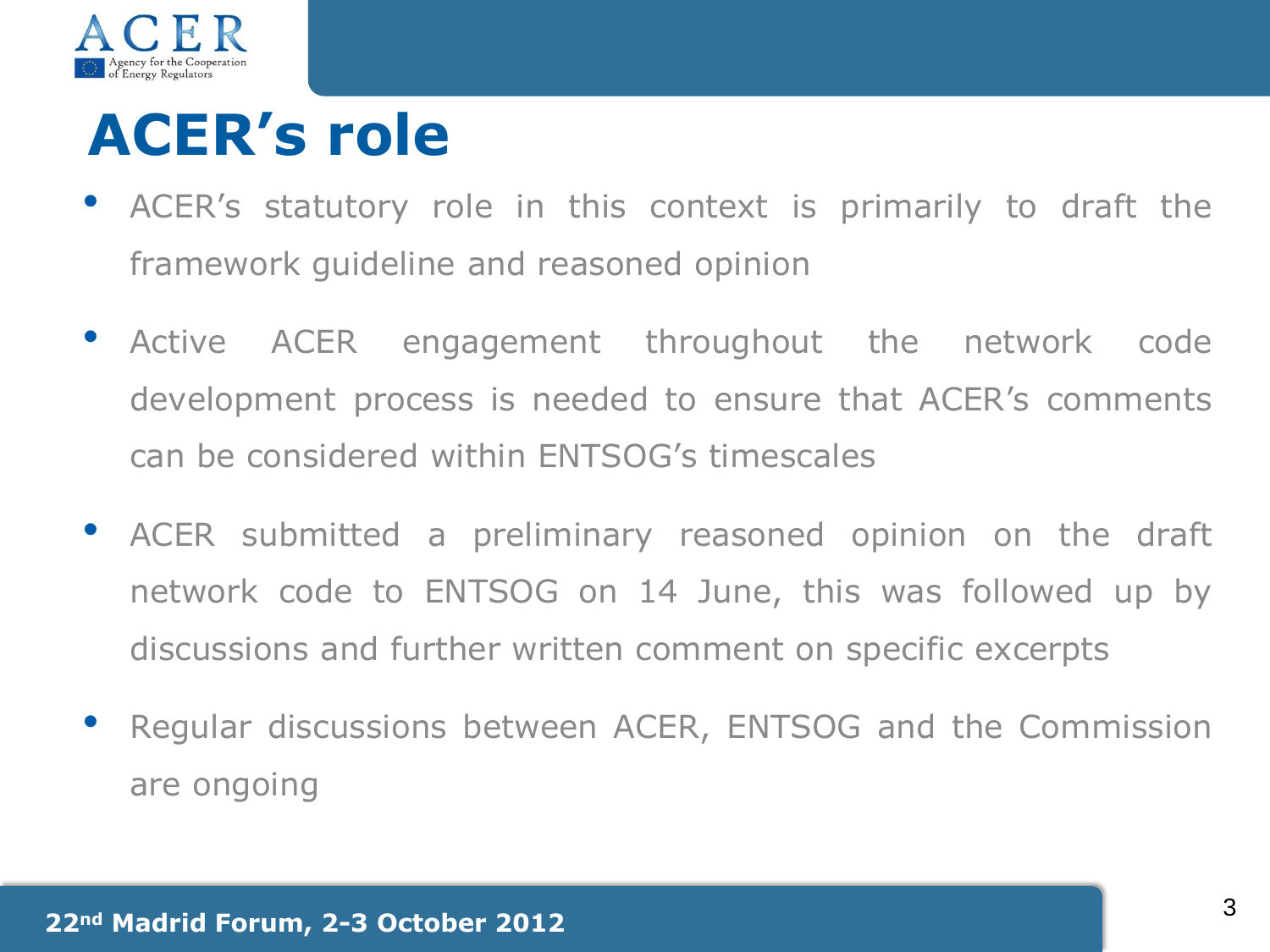# ACER’s role

- ACER’s statutory role in this context is primarily to draft the framework guideline and reasoned opinion
- Active ACER engagement throughout the network code development process is needed to ensure that ACER’s comments can be considered within ENTSOG’s timescales
- ACER submitted a preliminary reasoned opinion on the draft network code to ENTSOG on 14 June, this was followed up by discussions and further written comment on specific excerpts
- Regular discussions between ACER, ENTSOG and the Commission are ongoing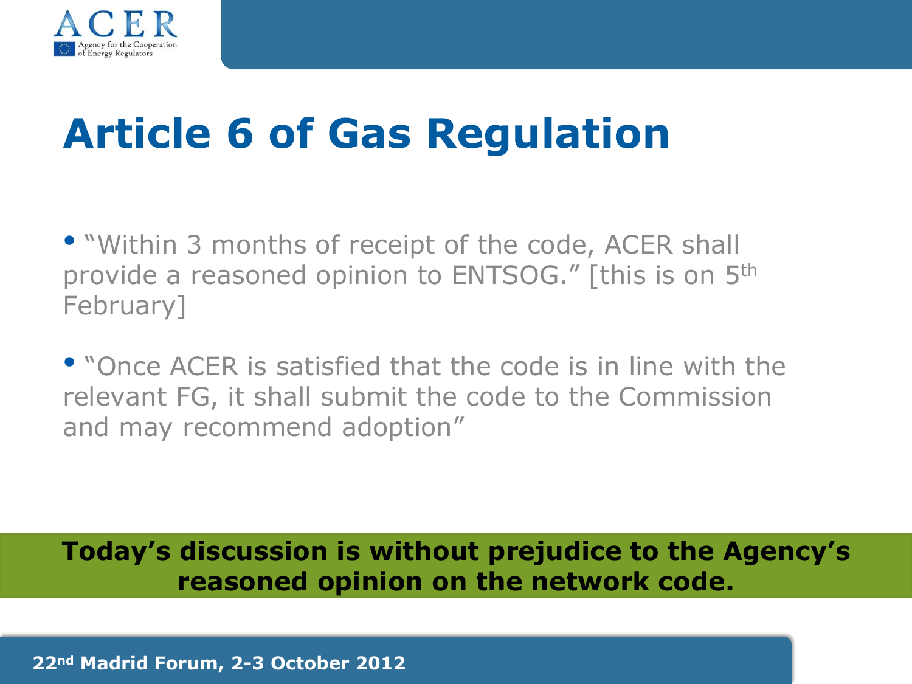# Article 6 of Gas Regulation

- "Within 3 months of receipt of the code, ACER shall provide a reasoned opinion to ENTSOG." [this is on 5th February]

- "Once ACER is satisfied that the code is in line with the relevant FG, it shall submit the code to the Commission and may recommend adoption"

**Today's discussion is without prejudice to the Agency's reasoned opinion on the network code.**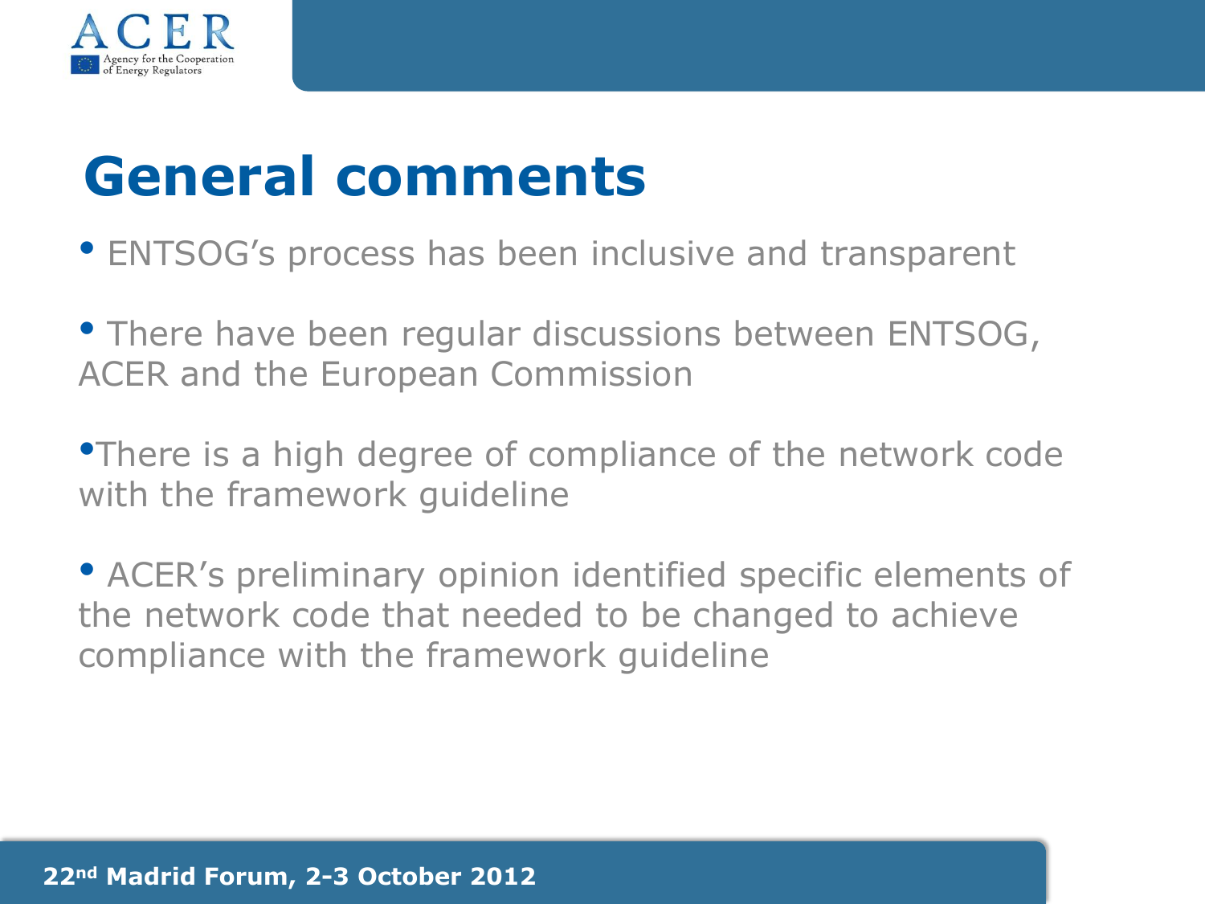# General comments

- ENTSOG's process has been inclusive and transparent
- There have been regular discussions between ENTSOG, ACER and the European Commission
- There is a high degree of compliance of the network code with the framework guideline
- ACER's preliminary opinion identified specific elements of the network code that needed to be changed to achieve compliance with the framework guideline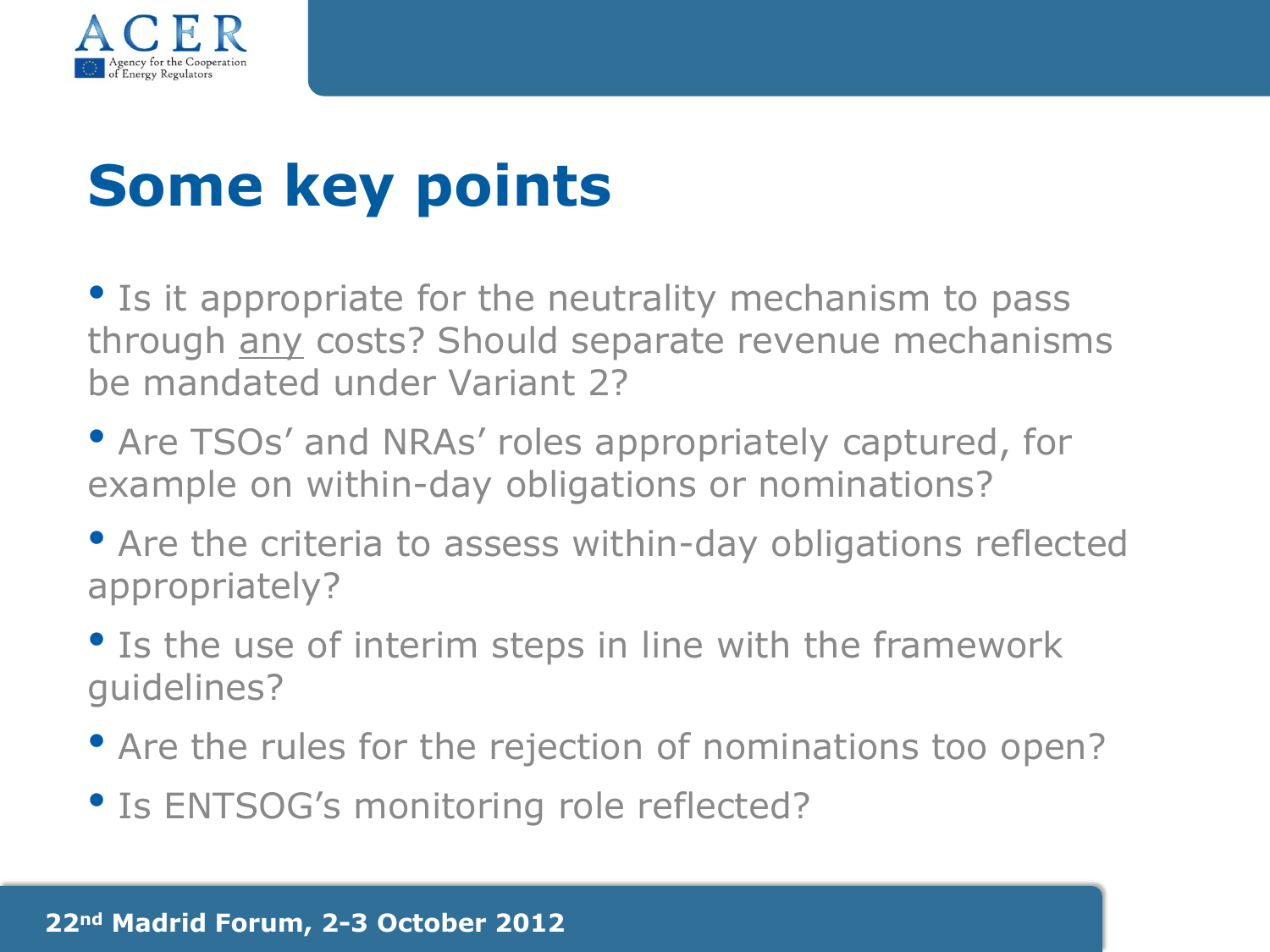# Some key points

- Is it appropriate for the neutrality mechanism to pass through <u>any</u> costs? Should separate revenue mechanisms be mandated under Variant 2?
- Are TSOs' and NRAs' roles appropriately captured, for example on within-day obligations or nominations?
- Are the criteria to assess within-day obligations reflected appropriately?
- Is the use of interim steps in line with the framework guidelines?
- Are the rules for the rejection of nominations too open?
- Is ENTSOG's monitoring role reflected?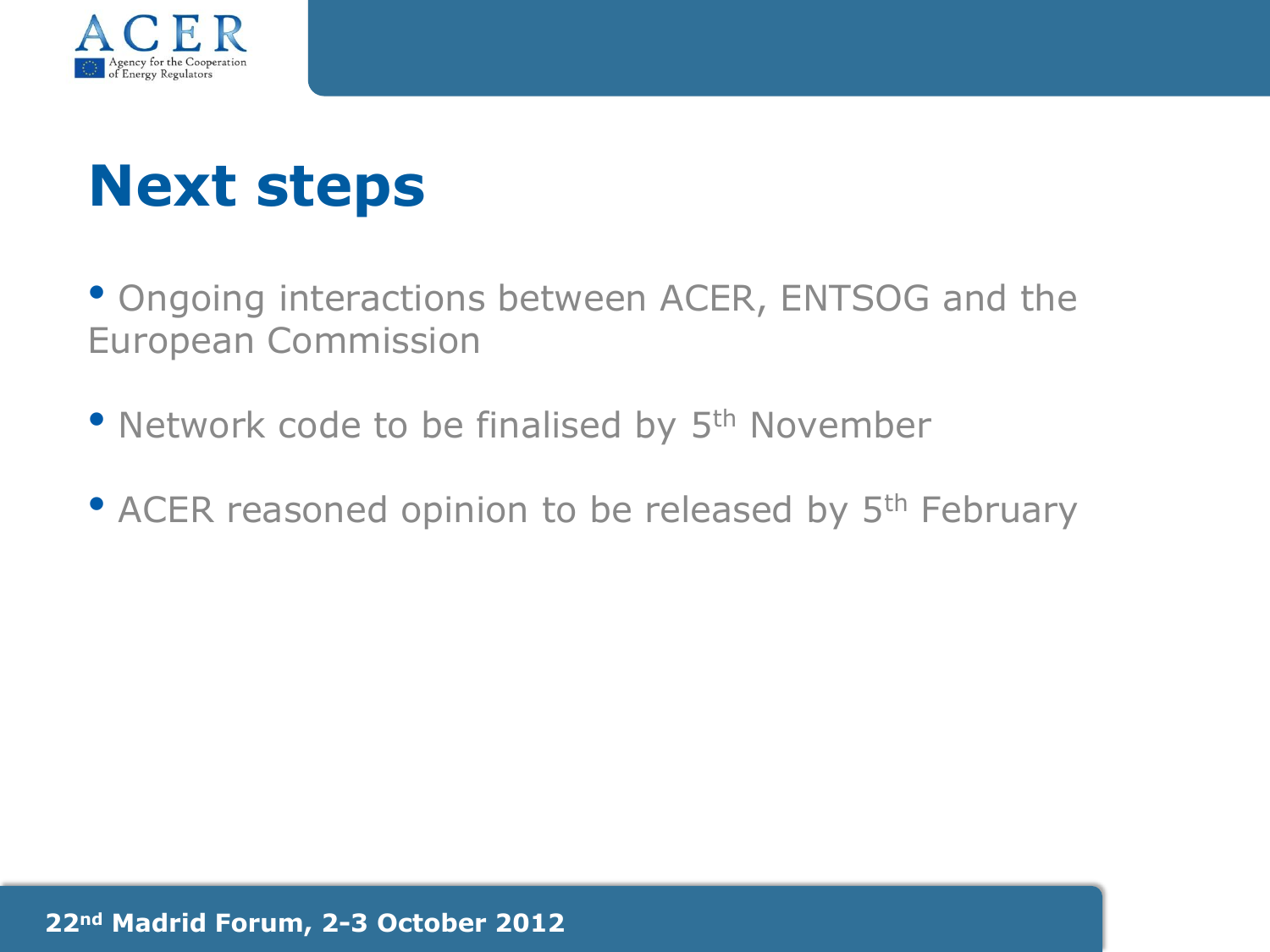# Next steps

- Ongoing interactions between ACER, ENTSOG and the European Commission
- Network code to be finalised by 5th November
- ACER reasoned opinion to be released by 5th February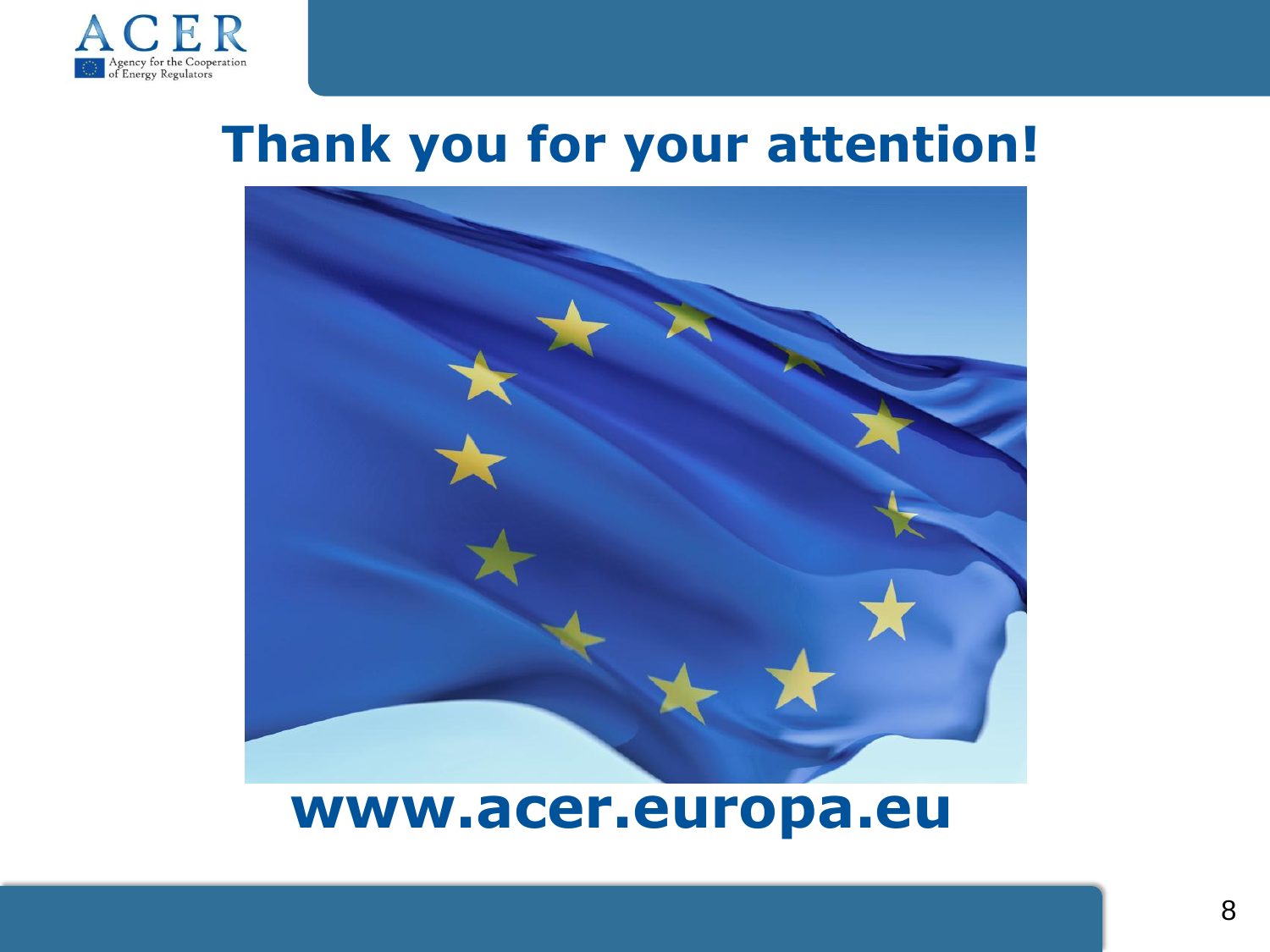# Thank you for your attention!

**www.acer.europa.eu**